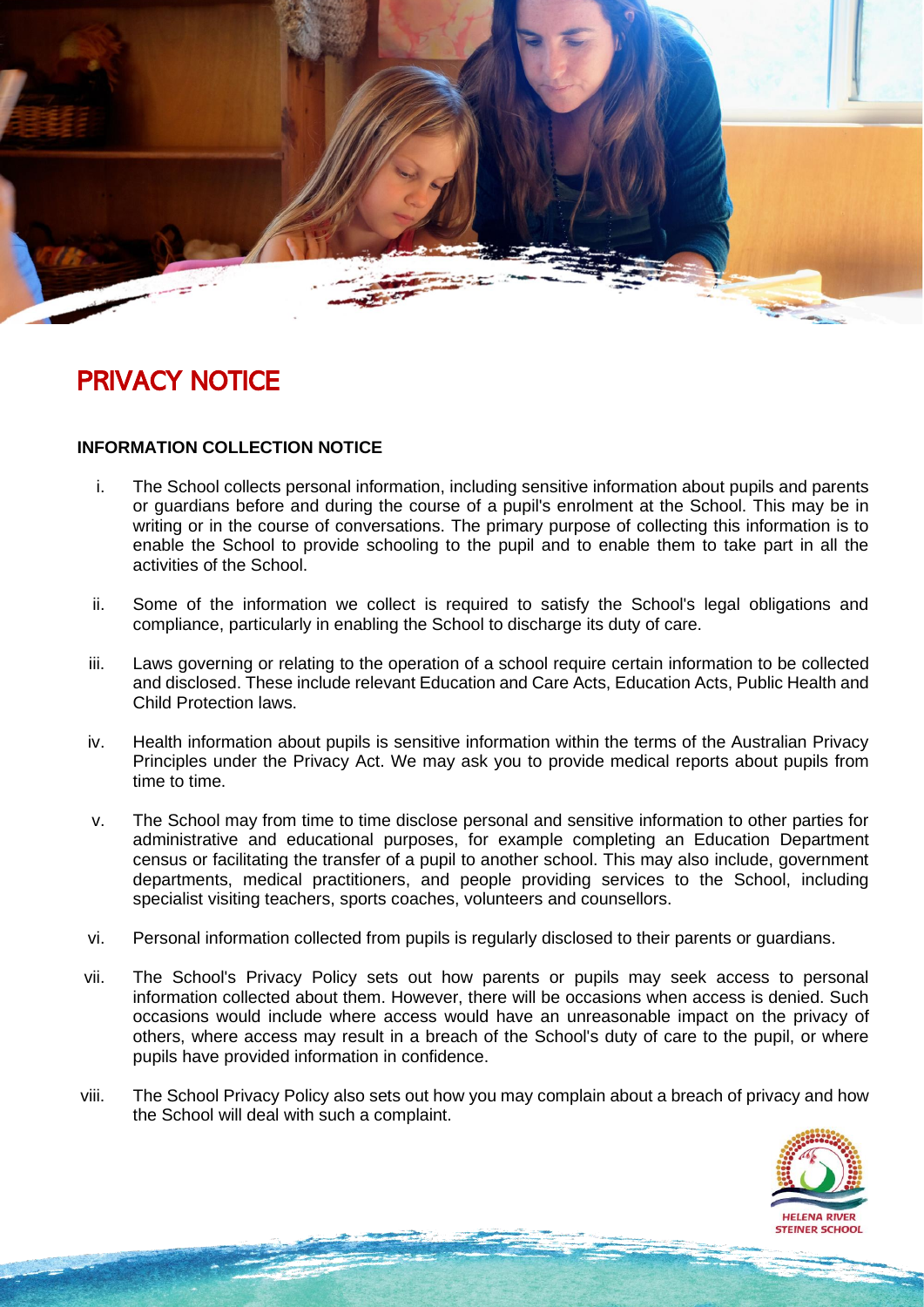# PRIVACY NOTICE

**INFORMATION COLLECTION NOTICE**

i. The School collects personal information, including sensitive information about pupils and parents or guardians before and during the course of a pupil's enrolment at the School. This may be in writing or in the course of conversations. The primary purpose of collecting this information is to enable the School to provide schooling to the pupil and to enable them to take part in all the activities of the School.

ii. Some of the information we collect is required to satisfy the School's legal obligations and compliance, particularly in enabling the School to discharge its duty of care.

iii. Laws governing or relating to the operation of a school require certain information to be collected and disclosed. These include relevant Education and Care Acts, Education Acts, Public Health and Child Protection laws.

iv. Health information about pupils is sensitive information within the terms of the Australian Privacy Principles under the Privacy Act. We may ask you to provide medical reports about pupils from time to time.

v. The School may from time to time disclose personal and sensitive information to other parties for administrative and educational purposes, for example completing an Education Department census or facilitating the transfer of a pupil to another school. This may also include, government departments, medical practitioners, and people providing services to the School, including specialist visiting teachers, sports coaches, volunteers and counsellors.

vi. Personal information collected from pupils is regularly disclosed to their parents or guardians.

vii. The School's Privacy Policy sets out how parents or pupils may seek access to personal information collected about them. However, there will be occasions when access is denied. Such occasions would include where access would have an unreasonable impact on the privacy of others, where access may result in a breach of the School's duty of care to the pupil, or where pupils have provided information in confidence.

viii. The School Privacy Policy also sets out how you may complain about a breach of privacy and how the School will deal with such a complaint.

HELENA RIVER STEINER SCHOOL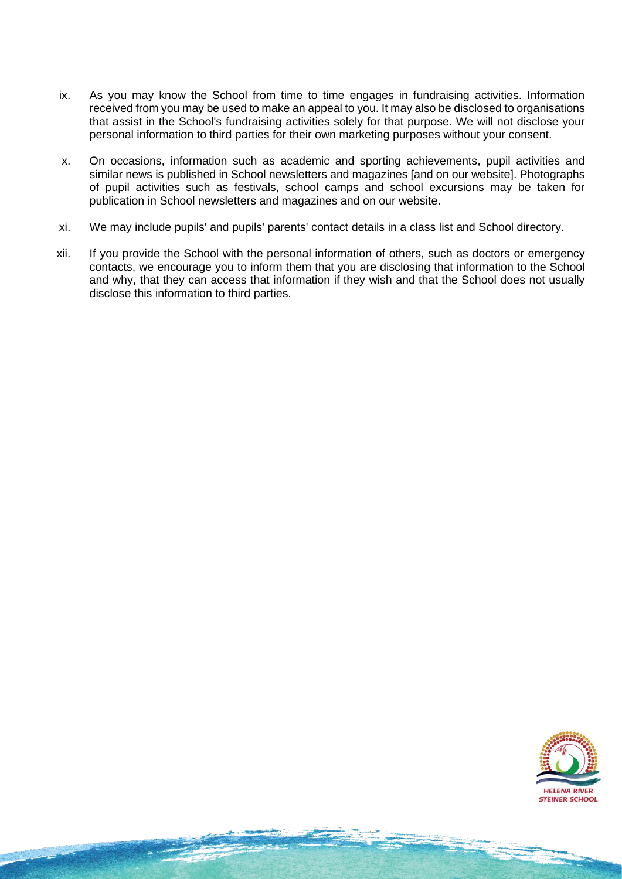ix. As you may know the School from time to time engages in fundraising activities. Information received from you may be used to make an appeal to you. It may also be disclosed to organisations that assist in the School's fundraising activities solely for that purpose. We will not disclose your personal information to third parties for their own marketing purposes without your consent.

x. On occasions, information such as academic and sporting achievements, pupil activities and similar news is published in School newsletters and magazines [and on our website]. Photographs of pupil activities such as festivals, school camps and school excursions may be taken for publication in School newsletters and magazines and on our website.

xi. We may include pupils' and pupils' parents' contact details in a class list and School directory.

xii. If you provide the School with the personal information of others, such as doctors or emergency contacts, we encourage you to inform them that you are disclosing that information to the School and why, that they can access that information if they wish and that the School does not usually disclose this information to third parties.